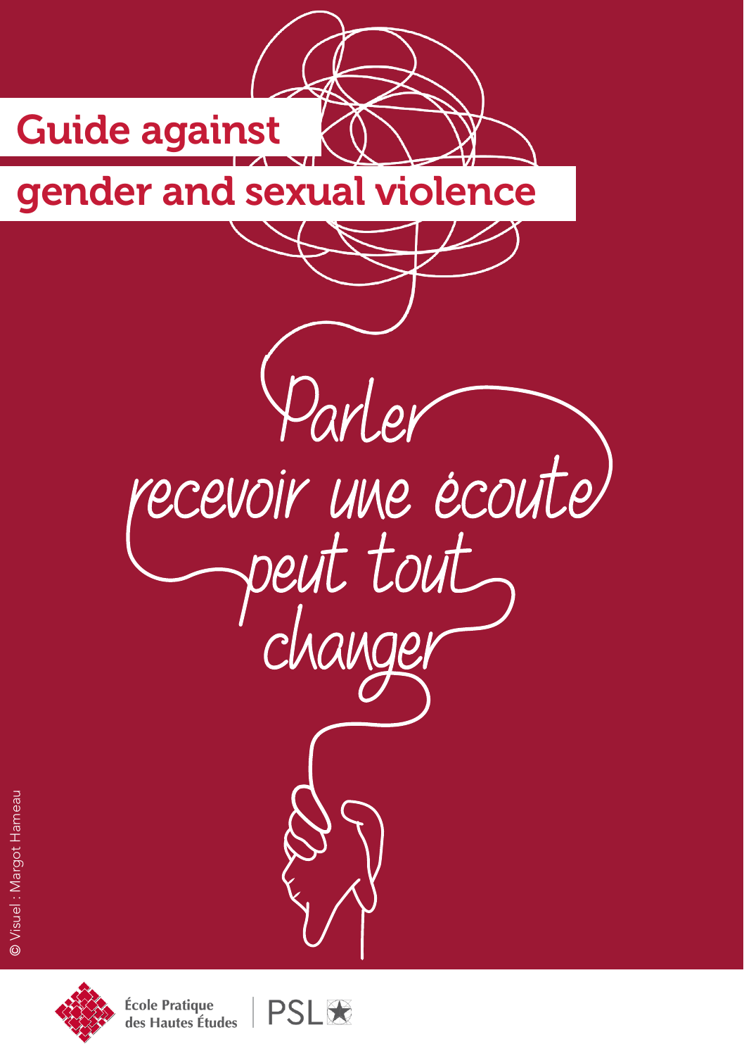# Guide against gender and sexual violence

Parler
recevoir une écoute
peut tout
changer

© Visuel : Margot Hameau

École Pratique des Hautes Études | PSL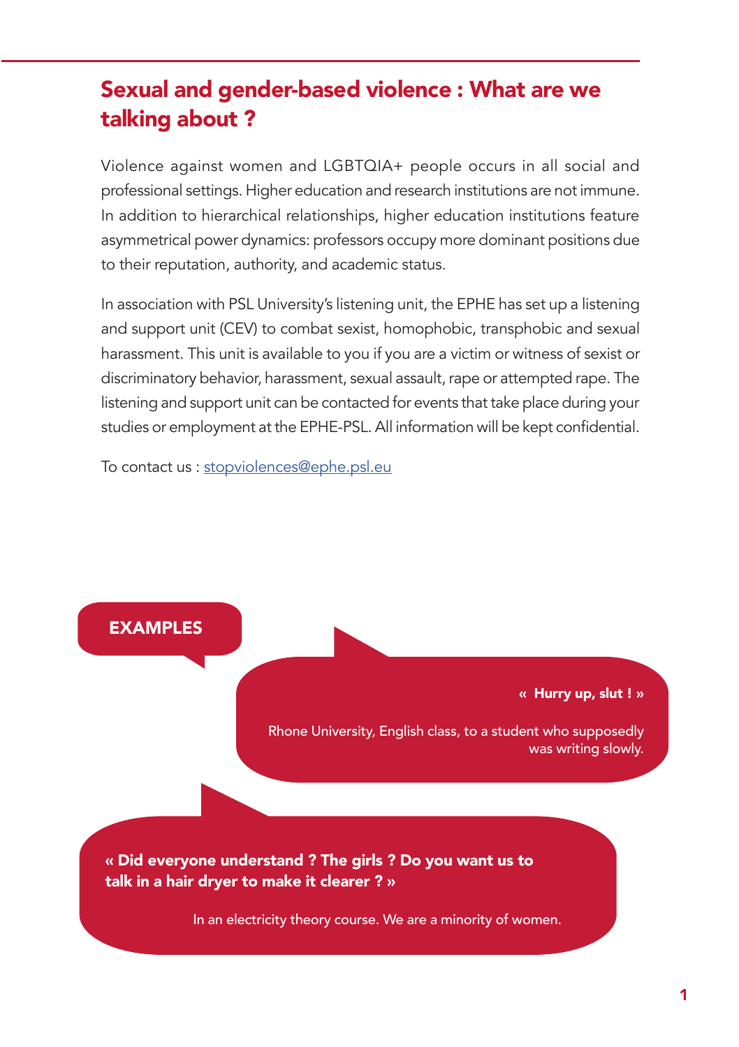## Sexual and gender-based violence : What are we talking about ?

Violence against women and LGBTQIA+ people occurs in all social and professional settings. Higher education and research institutions are not immune. In addition to hierarchical relationships, higher education institutions feature asymmetrical power dynamics: professors occupy more dominant positions due to their reputation, authority, and academic status.

In association with PSL University's listening unit, the EPHE has set up a listening and support unit (CEV) to combat sexist, homophobic, transphobic and sexual harassment. This unit is available to you if you are a victim or witness of sexist or discriminatory behavior, harassment, sexual assault, rape or attempted rape. The listening and support unit can be contacted for events that take place during your studies or employment at the EPHE-PSL. All information will be kept confidential.

To contact us : stopviolences@ephe.psl.eu

**EXAMPLES**

**« Hurry up, slut ! »**

Rhone University, English class, to a student who supposedly was writing slowly.

**« Did everyone understand ? The girls ? Do you want us to talk in a hair dryer to make it clearer ? »**

In an electricity theory course. We are a minority of women.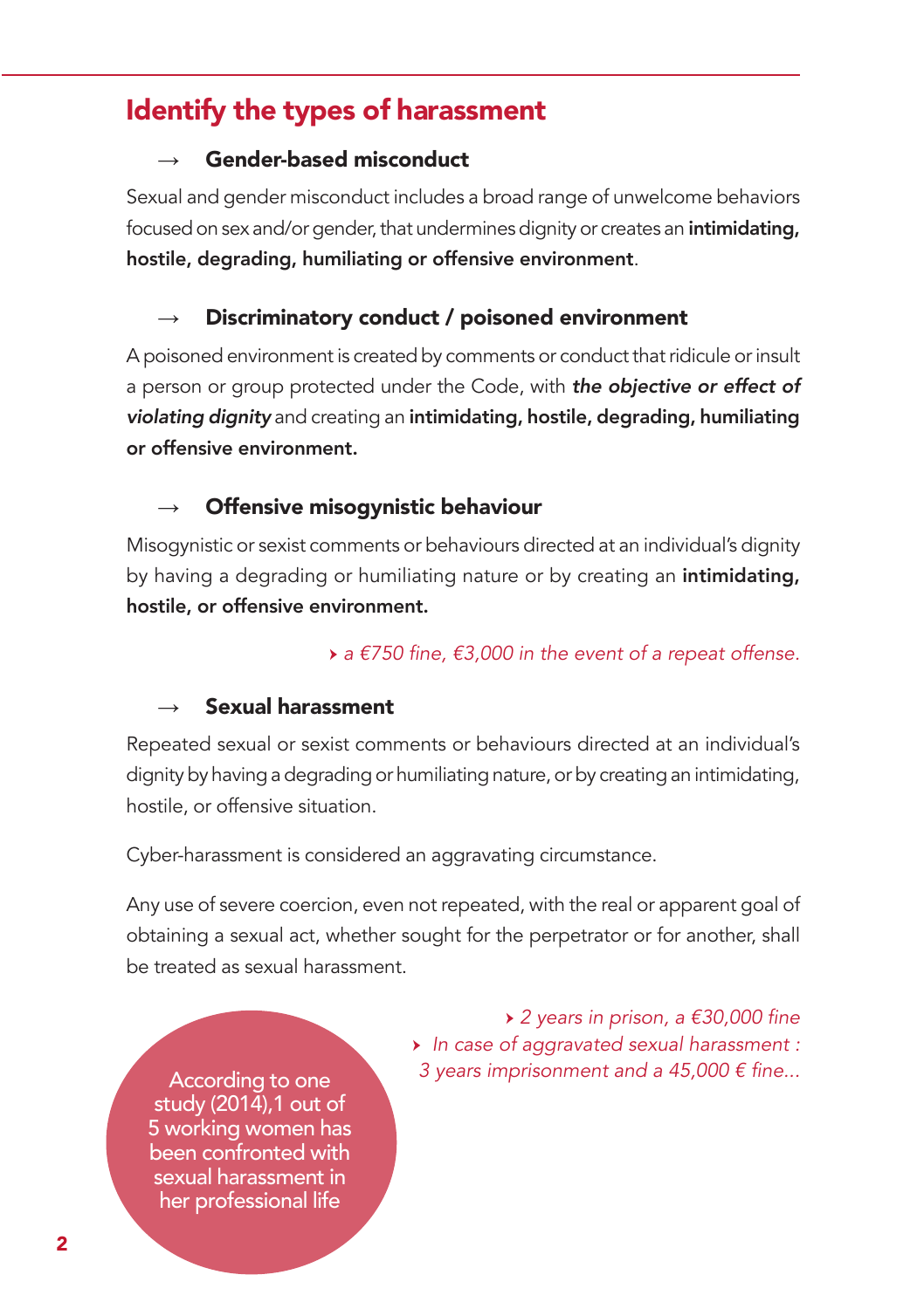## Identify the types of harassment

### → Gender-based misconduct

Sexual and gender misconduct includes a broad range of unwelcome behaviors focused on sex and/or gender, that undermines dignity or creates an **intimidating, hostile, degrading, humiliating or offensive environment**.

### → Discriminatory conduct / poisoned environment

A poisoned environment is created by comments or conduct that ridicule or insult a person or group protected under the Code, with ***the objective or effect of violating dignity*** and creating an **intimidating, hostile, degrading, humiliating or offensive environment.**

### → Offensive misogynistic behaviour

Misogynistic or sexist comments or behaviours directed at an individual's dignity by having a degrading or humiliating nature or by creating an **intimidating, hostile, or offensive environment.**

*› a €750 fine, €3,000 in the event of a repeat offense.*

### → Sexual harassment

Repeated sexual or sexist comments or behaviours directed at an individual's dignity by having a degrading or humiliating nature, or by creating an intimidating, hostile, or offensive situation.

Cyber-harassment is considered an aggravating circumstance.

Any use of severe coercion, even not repeated, with the real or apparent goal of obtaining a sexual act, whether sought for the perpetrator or for another, shall be treated as sexual harassment.

*› 2 years in prison, a €30,000 fine*

*› In case of aggravated sexual harassment : 3 years imprisonment and a 45,000 € fine...*

According to one study (2014),1 out of 5 working women has been confronted with sexual harassment in her professional life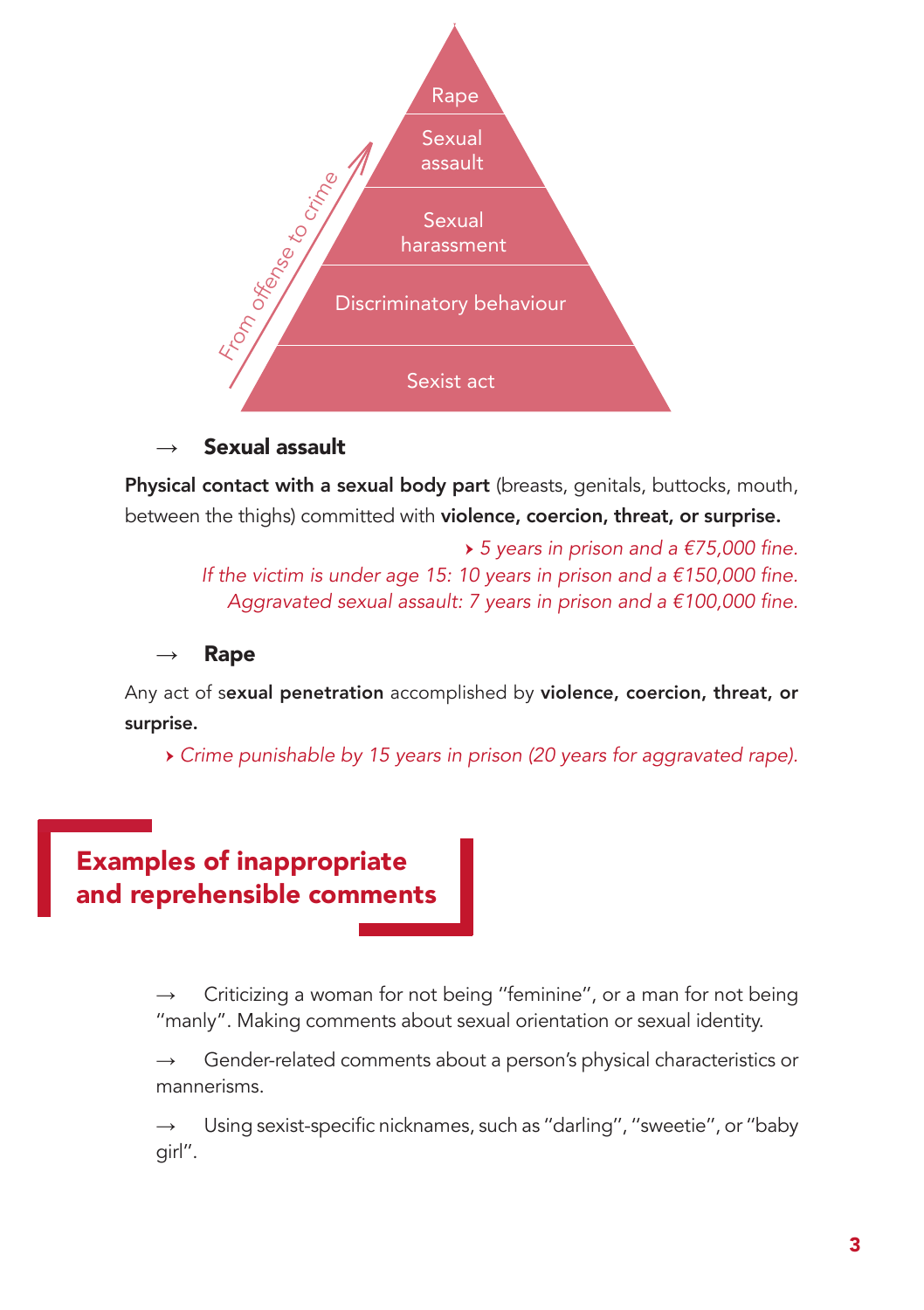- Rape
- Sexual assault
- Sexual harassment
- Discriminatory behaviour
- Sexist act

From offense to crime

### → Sexual assault

**Physical contact with a sexual body part** (breasts, genitals, buttocks, mouth, between the thighs) committed with **violence, coercion, threat, or surprise.**

*› 5 years in prison and a €75,000 fine.*
*If the victim is under age 15: 10 years in prison and a €150,000 fine.*
*Aggravated sexual assault: 7 years in prison and a €100,000 fine.*

### → Rape

Any act of s**exual penetration** accomplished by **violence, coercion, threat, or surprise.**

*› Crime punishable by 15 years in prison (20 years for aggravated rape).*

## Examples of inappropriate and reprehensible comments

→ Criticizing a woman for not being "feminine", or a man for not being "manly". Making comments about sexual orientation or sexual identity.

→ Gender-related comments about a person's physical characteristics or mannerisms.

→ Using sexist-specific nicknames, such as "darling", "sweetie", or "baby girl".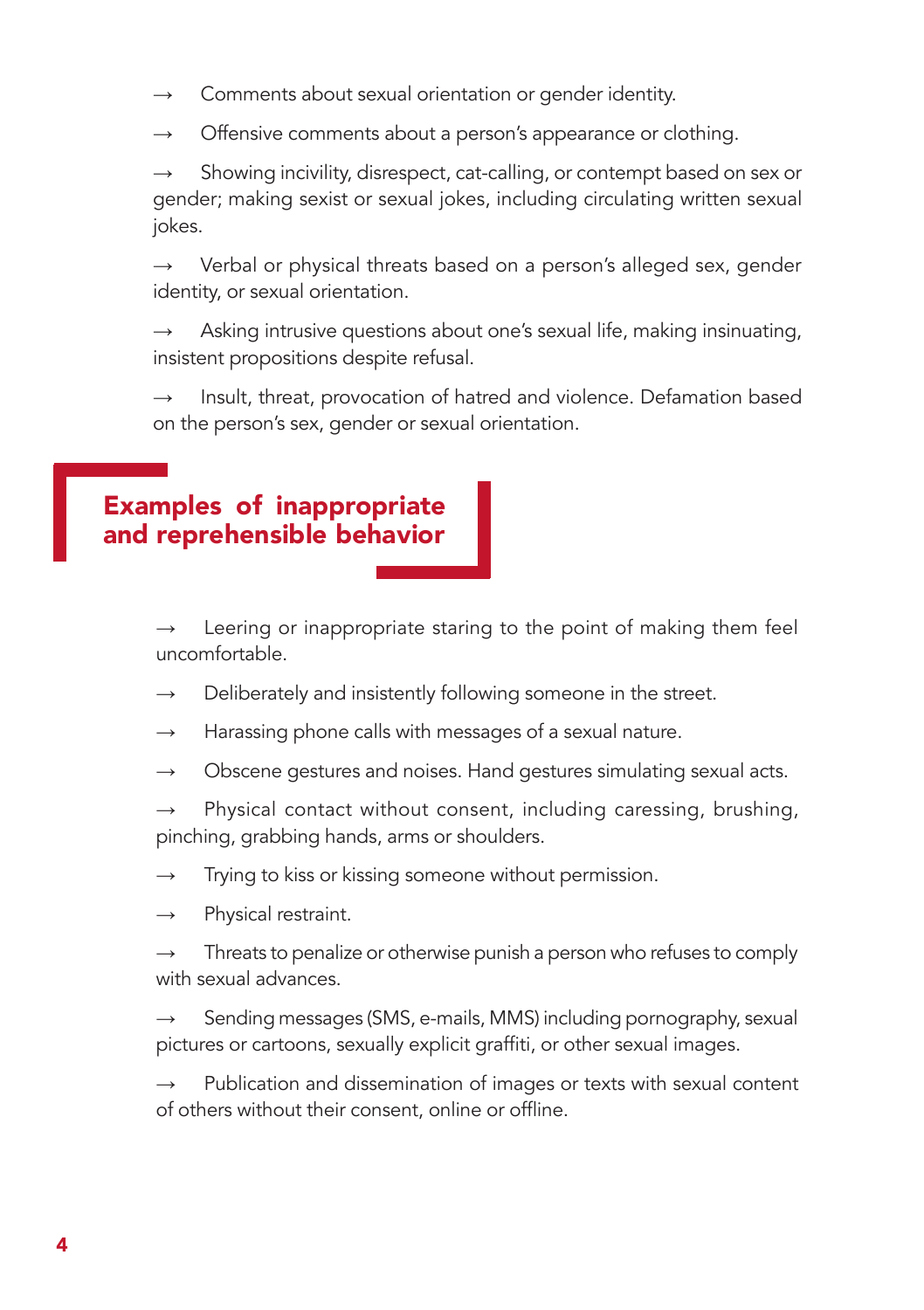→ Comments about sexual orientation or gender identity.

→ Offensive comments about a person's appearance or clothing.

→ Showing incivility, disrespect, cat-calling, or contempt based on sex or gender; making sexist or sexual jokes, including circulating written sexual jokes.

→ Verbal or physical threats based on a person's alleged sex, gender identity, or sexual orientation.

→ Asking intrusive questions about one's sexual life, making insinuating, insistent propositions despite refusal.

→ Insult, threat, provocation of hatred and violence. Defamation based on the person's sex, gender or sexual orientation.

## Examples of inappropriate and reprehensible behavior

→ Leering or inappropriate staring to the point of making them feel uncomfortable.

→ Deliberately and insistently following someone in the street.

→ Harassing phone calls with messages of a sexual nature.

→ Obscene gestures and noises. Hand gestures simulating sexual acts.

→ Physical contact without consent, including caressing, brushing, pinching, grabbing hands, arms or shoulders.

→ Trying to kiss or kissing someone without permission.

→ Physical restraint.

→ Threats to penalize or otherwise punish a person who refuses to comply with sexual advances.

→ Sending messages (SMS, e-mails, MMS) including pornography, sexual pictures or cartoons, sexually explicit graffiti, or other sexual images.

→ Publication and dissemination of images or texts with sexual content of others without their consent, online or offline.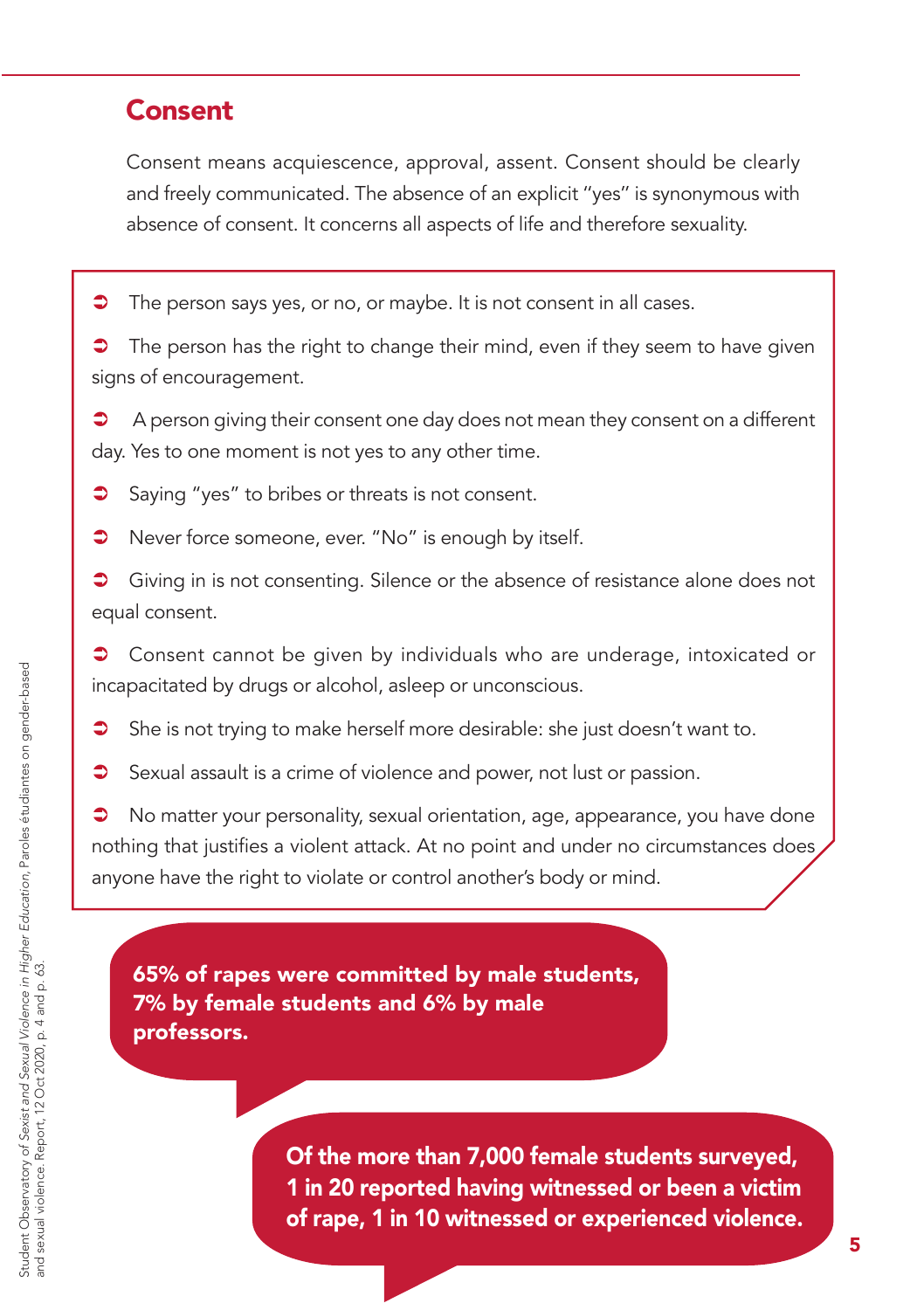## Consent

Consent means acquiescence, approval, assent. Consent should be clearly and freely communicated. The absence of an explicit "yes" is synonymous with absence of consent. It concerns all aspects of life and therefore sexuality.

- The person says yes, or no, or maybe. It is not consent in all cases.
- The person has the right to change their mind, even if they seem to have given signs of encouragement.
- A person giving their consent one day does not mean they consent on a different day. Yes to one moment is not yes to any other time.
- Saying "yes" to bribes or threats is not consent.
- Never force someone, ever. "No" is enough by itself.
- Giving in is not consenting. Silence or the absence of resistance alone does not equal consent.
- Consent cannot be given by individuals who are underage, intoxicated or incapacitated by drugs or alcohol, asleep or unconscious.
- She is not trying to make herself more desirable: she just doesn't want to.
- Sexual assault is a crime of violence and power, not lust or passion.
- No matter your personality, sexual orientation, age, appearance, you have done nothing that justifies a violent attack. At no point and under no circumstances does anyone have the right to violate or control another's body or mind.

**65% of rapes were committed by male students, 7% by female students and 6% by male professors.**

**Of the more than 7,000 female students surveyed, 1 in 20 reported having witnessed or been a victim of rape, 1 in 10 witnessed or experienced violence.**

Student Observatory of *Sexist and Sexual Violence in Higher Education*, Paroles étudiantes on gender-based and sexual violence. Report, 12 Oct 2020, p. 4 and p. 63.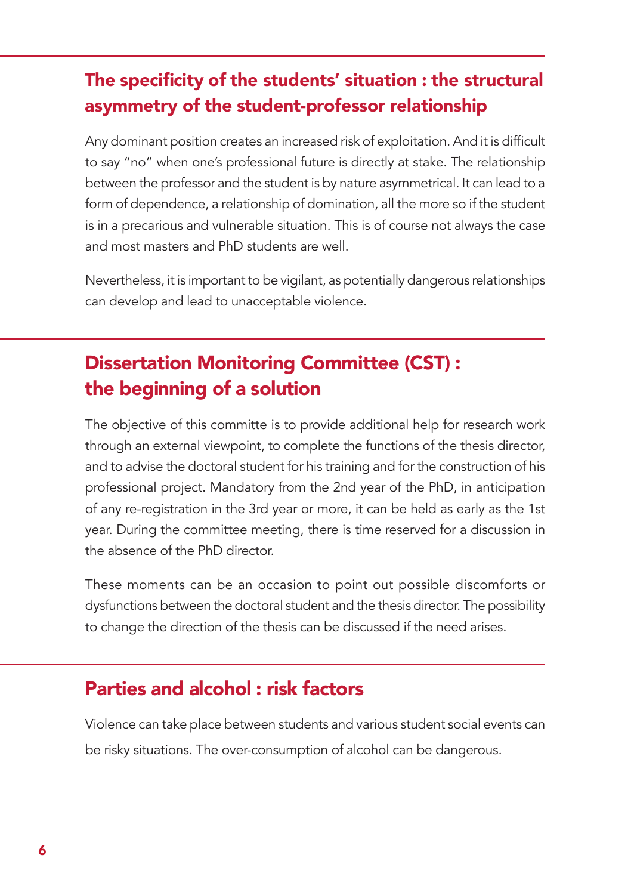## The specificity of the students' situation : the structural asymmetry of the student-professor relationship

Any dominant position creates an increased risk of exploitation. And it is difficult to say "no" when one's professional future is directly at stake. The relationship between the professor and the student is by nature asymmetrical. It can lead to a form of dependence, a relationship of domination, all the more so if the student is in a precarious and vulnerable situation. This is of course not always the case and most masters and PhD students are well.

Nevertheless, it is important to be vigilant, as potentially dangerous relationships can develop and lead to unacceptable violence.

## Dissertation Monitoring Committee (CST) : the beginning of a solution

The objective of this committe is to provide additional help for research work through an external viewpoint, to complete the functions of the thesis director, and to advise the doctoral student for his training and for the construction of his professional project. Mandatory from the 2nd year of the PhD, in anticipation of any re-registration in the 3rd year or more, it can be held as early as the 1st year. During the committee meeting, there is time reserved for a discussion in the absence of the PhD director.

These moments can be an occasion to point out possible discomforts or dysfunctions between the doctoral student and the thesis director. The possibility to change the direction of the thesis can be discussed if the need arises.

## Parties and alcohol : risk factors

Violence can take place between students and various student social events can be risky situations. The over-consumption of alcohol can be dangerous.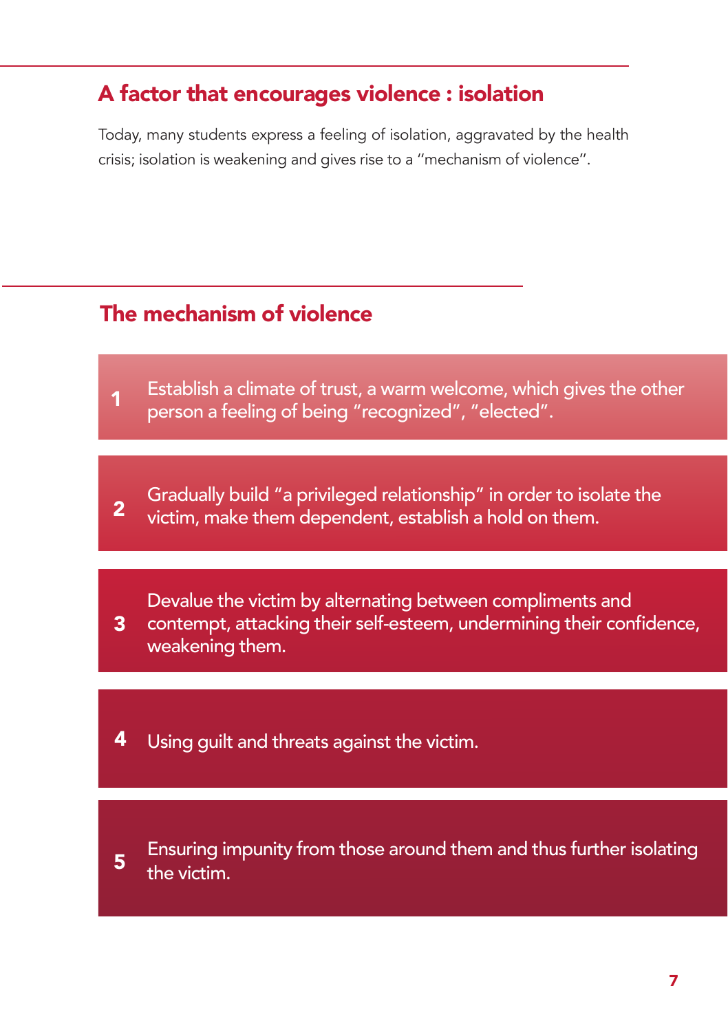## A factor that encourages violence : isolation

Today, many students express a feeling of isolation, aggravated by the health crisis; isolation is weakening and gives rise to a "mechanism of violence".

## The mechanism of violence

1. Establish a climate of trust, a warm welcome, which gives the other person a feeling of being "recognized", "elected".
2. Gradually build "a privileged relationship" in order to isolate the victim, make them dependent, establish a hold on them.
3. Devalue the victim by alternating between compliments and contempt, attacking their self-esteem, undermining their confidence, weakening them.
4. Using guilt and threats against the victim.
5. Ensuring impunity from those around them and thus further isolating the victim.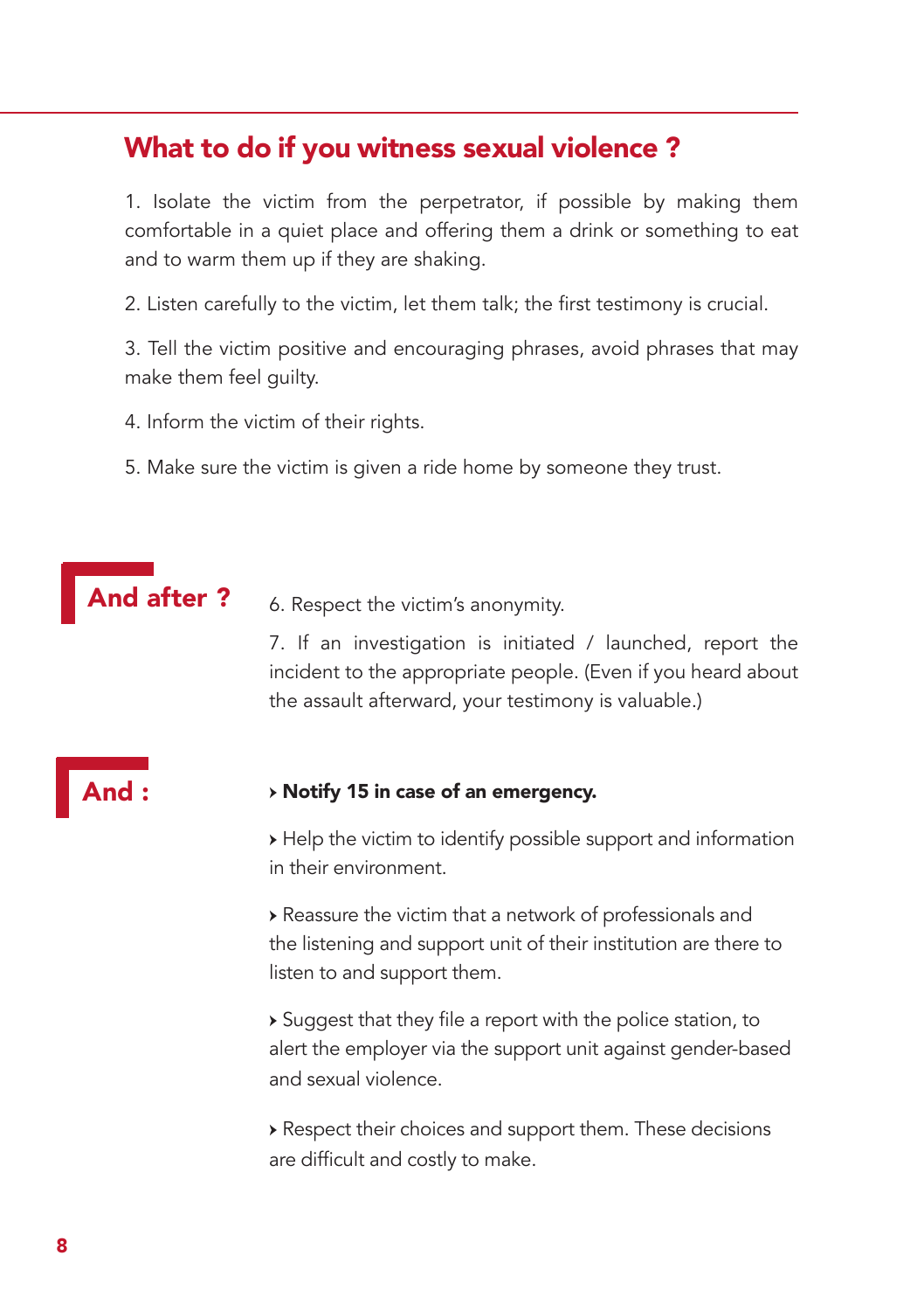## What to do if you witness sexual violence ?

1. Isolate the victim from the perpetrator, if possible by making them comfortable in a quiet place and offering them a drink or something to eat and to warm them up if they are shaking.

2. Listen carefully to the victim, let them talk; the first testimony is crucial.

3. Tell the victim positive and encouraging phrases, avoid phrases that may make them feel guilty.

4. Inform the victim of their rights.

5. Make sure the victim is given a ride home by someone they trust.

### And after ?

6. Respect the victim's anonymity.

7. If an investigation is initiated / launched, report the incident to the appropriate people. (Even if you heard about the assault afterward, your testimony is valuable.)

### And :

- **Notify 15 in case of an emergency.**
- Help the victim to identify possible support and information in their environment.
- Reassure the victim that a network of professionals and the listening and support unit of their institution are there to listen to and support them.
- Suggest that they file a report with the police station, to alert the employer via the support unit against gender-based and sexual violence.
- Respect their choices and support them. These decisions are difficult and costly to make.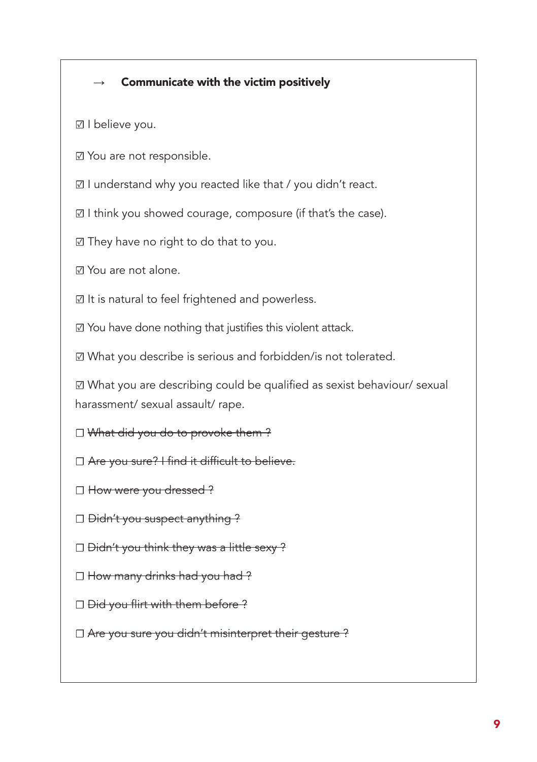### → Communicate with the victim positively

☑ I believe you.

☑ You are not responsible.

☑ I understand why you reacted like that / you didn't react.

☑ I think you showed courage, composure (if that's the case).

☑ They have no right to do that to you.

☑ You are not alone.

☑ It is natural to feel frightened and powerless.

☑ You have done nothing that justifies this violent attack.

☑ What you describe is serious and forbidden/is not tolerated.

☑ What you are describing could be qualified as sexist behaviour/ sexual harassment/ sexual assault/ rape.

☐ ~~What did you do to provoke them ?~~

☐ ~~Are you sure? I find it difficult to believe.~~

☐ ~~How were you dressed ?~~

☐ ~~Didn't you suspect anything ?~~

☐ ~~Didn't you think they was a little sexy ?~~

☐ ~~How many drinks had you had ?~~

☐ ~~Did you flirt with them before ?~~

☐ ~~Are you sure you didn't misinterpret their gesture ?~~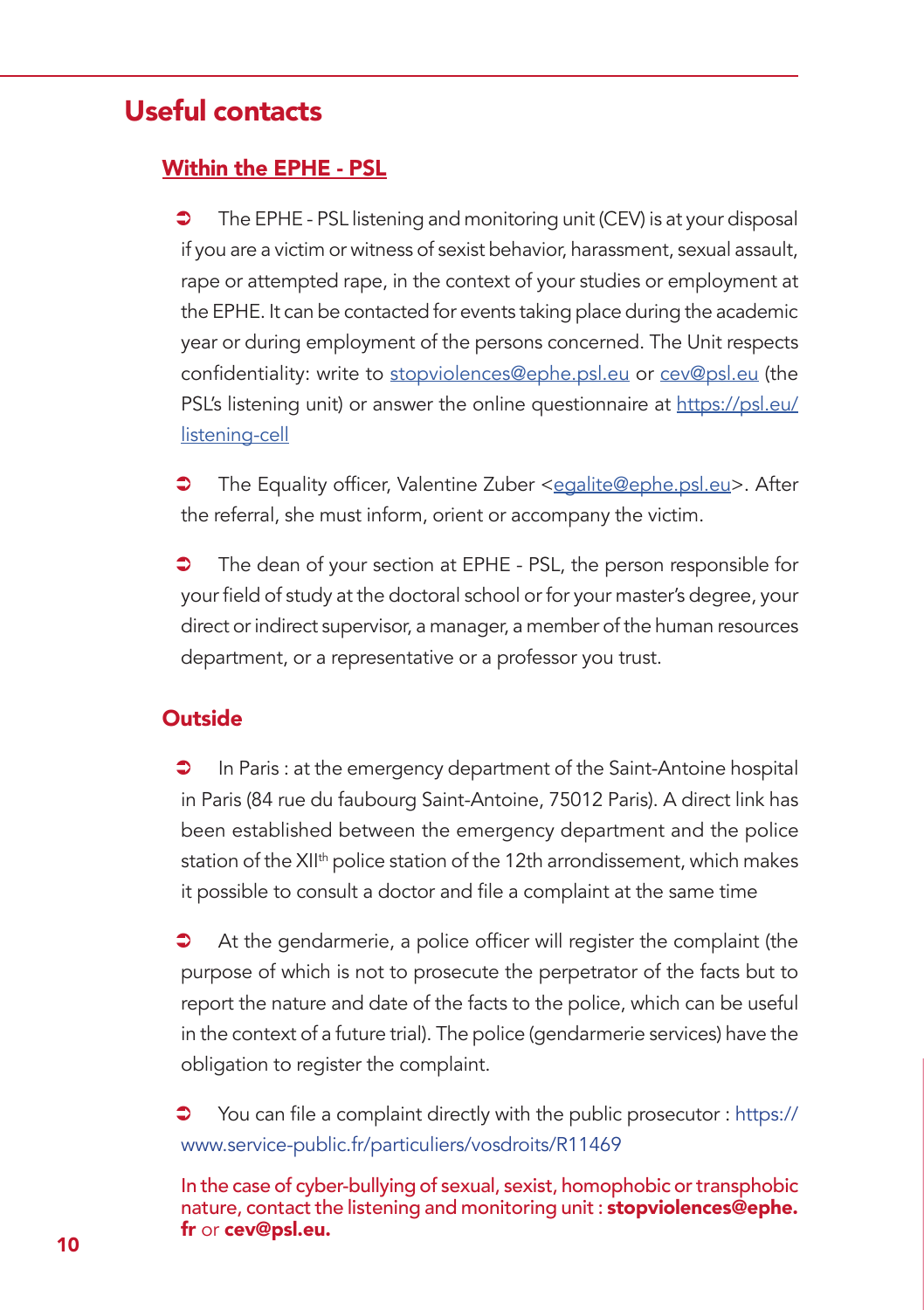# Useful contacts

## Within the EPHE - PSL

- The EPHE - PSL listening and monitoring unit (CEV) is at your disposal if you are a victim or witness of sexist behavior, harassment, sexual assault, rape or attempted rape, in the context of your studies or employment at the EPHE. It can be contacted for events taking place during the academic year or during employment of the persons concerned. The Unit respects confidentiality: write to stopviolences@ephe.psl.eu or cev@psl.eu (the PSL's listening unit) or answer the online questionnaire at https://psl.eu/listening-cell

- The Equality officer, Valentine Zuber <egalite@ephe.psl.eu>. After the referral, she must inform, orient or accompany the victim.

- The dean of your section at EPHE - PSL, the person responsible for your field of study at the doctoral school or for your master's degree, your direct or indirect supervisor, a manager, a member of the human resources department, or a representative or a professor you trust.

## Outside

- In Paris : at the emergency department of the Saint-Antoine hospital in Paris (84 rue du faubourg Saint-Antoine, 75012 Paris). A direct link has been established between the emergency department and the police station of the XII[th] police station of the 12th arrondissement, which makes it possible to consult a doctor and file a complaint at the same time

- At the gendarmerie, a police officer will register the complaint (the purpose of which is not to prosecute the perpetrator of the facts but to report the nature and date of the facts to the police, which can be useful in the context of a future trial). The police (gendarmerie services) have the obligation to register the complaint.

- You can file a complaint directly with the public prosecutor : https://www.service-public.fr/particuliers/vosdroits/R11469

In the case of cyber-bullying of sexual, sexist, homophobic or transphobic nature, contact the listening and monitoring unit : **stopviolences@ephe.fr** or **cev@psl.eu.**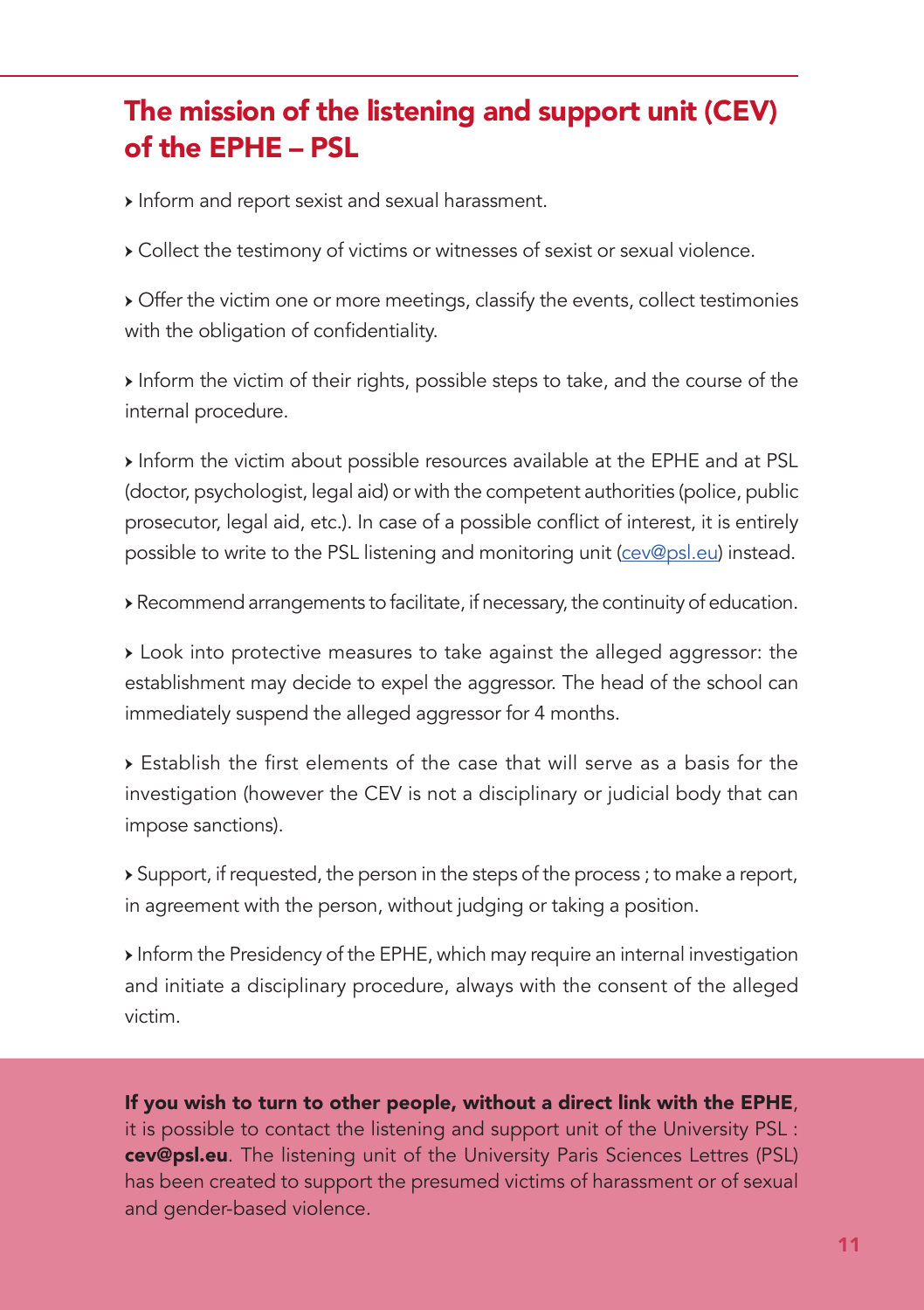## The mission of the listening and support unit (CEV) of the EPHE – PSL

- Inform and report sexist and sexual harassment.
- Collect the testimony of victims or witnesses of sexist or sexual violence.
- Offer the victim one or more meetings, classify the events, collect testimonies with the obligation of confidentiality.
- Inform the victim of their rights, possible steps to take, and the course of the internal procedure.
- Inform the victim about possible resources available at the EPHE and at PSL (doctor, psychologist, legal aid) or with the competent authorities (police, public prosecutor, legal aid, etc.). In case of a possible conflict of interest, it is entirely possible to write to the PSL listening and monitoring unit (cev@psl.eu) instead.
- Recommend arrangements to facilitate, if necessary, the continuity of education.
- Look into protective measures to take against the alleged aggressor: the establishment may decide to expel the aggressor. The head of the school can immediately suspend the alleged aggressor for 4 months.
- Establish the first elements of the case that will serve as a basis for the investigation (however the CEV is not a disciplinary or judicial body that can impose sanctions).
- Support, if requested, the person in the steps of the process ; to make a report, in agreement with the person, without judging or taking a position.
- Inform the Presidency of the EPHE, which may require an internal investigation and initiate a disciplinary procedure, always with the consent of the alleged victim.

**If you wish to turn to other people, without a direct link with the EPHE**, it is possible to contact the listening and support unit of the University PSL : **cev@psl.eu**. The listening unit of the University Paris Sciences Lettres (PSL) has been created to support the presumed victims of harassment or of sexual and gender-based violence.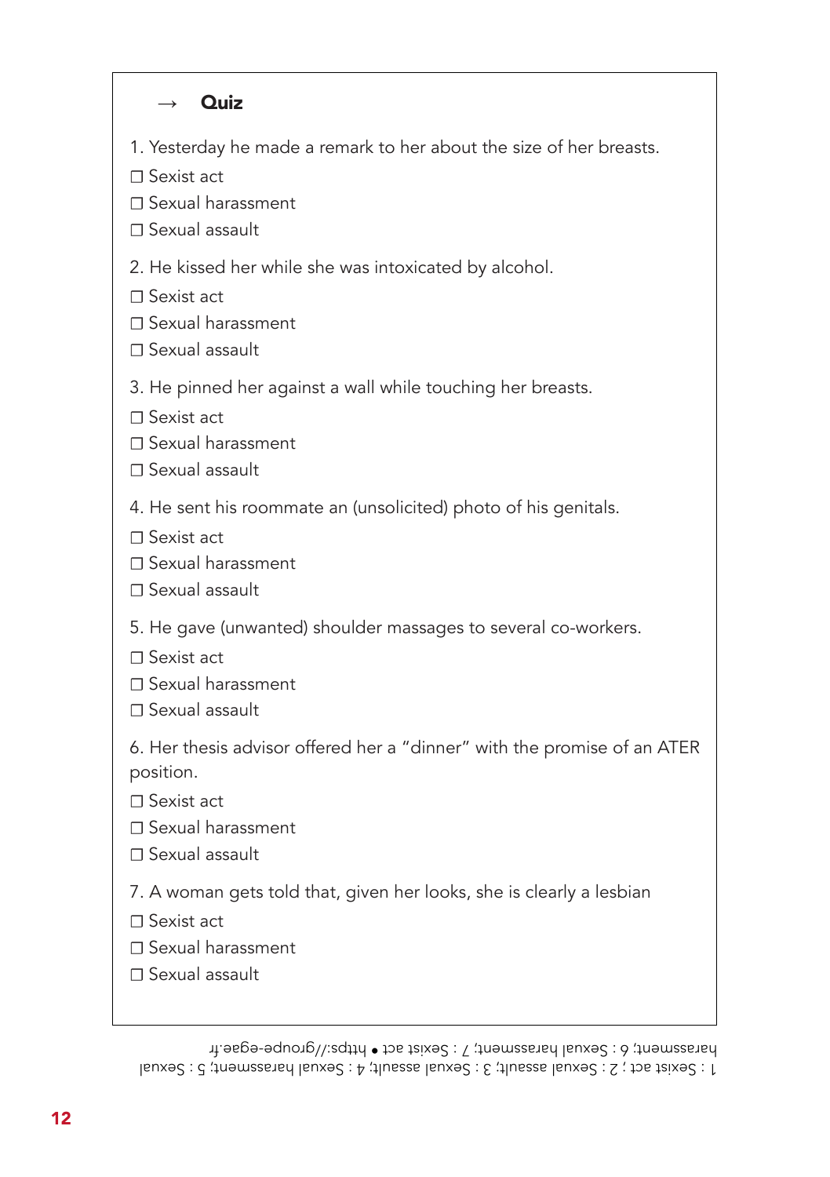## → Quiz

1. Yesterday he made a remark to her about the size of her breasts.

☐ Sexist act
☐ Sexual harassment
☐ Sexual assault

2. He kissed her while she was intoxicated by alcohol.

☐ Sexist act
☐ Sexual harassment
☐ Sexual assault

3. He pinned her against a wall while touching her breasts.

☐ Sexist act
☐ Sexual harassment
☐ Sexual assault

4. He sent his roommate an (unsolicited) photo of his genitals.

☐ Sexist act
☐ Sexual harassment
☐ Sexual assault

5. He gave (unwanted) shoulder massages to several co-workers.

☐ Sexist act
☐ Sexual harassment
☐ Sexual assault

6. Her thesis advisor offered her a "dinner" with the promise of an ATER position.

☐ Sexist act
☐ Sexual harassment
☐ Sexual assault

7. A woman gets told that, given her looks, she is clearly a lesbian

☐ Sexist act
☐ Sexual harassment
☐ Sexual assault

1 : Sexist act ; 2 : Sexual assault; 3 : Sexual assault; 4 : Sexual harassment; 5 : Sexual harassment; 6 : Sexual harassment; 7 : Sexist act • https://groupe-egae.fr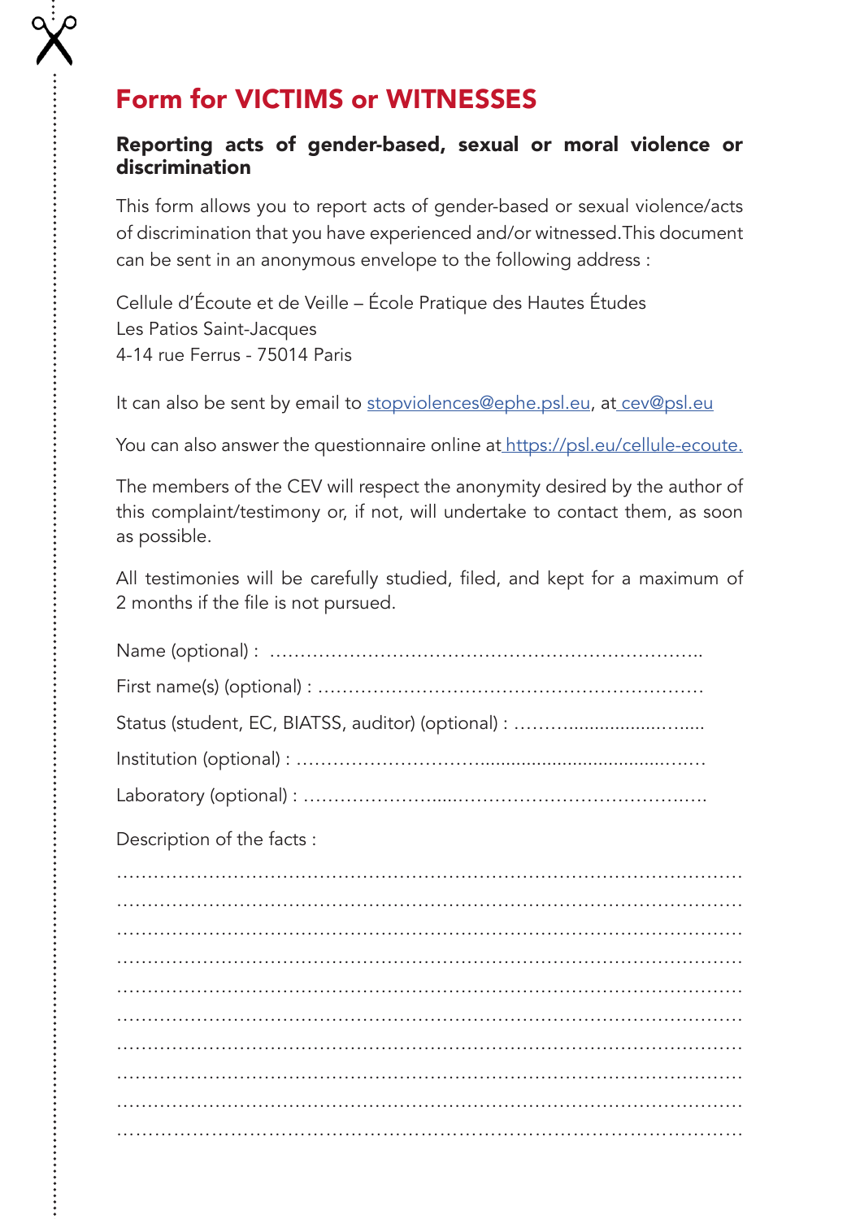# Form for VICTIMS or WITNESSES

**Reporting acts of gender-based, sexual or moral violence or discrimination**

This form allows you to report acts of gender-based or sexual violence/acts of discrimination that you have experienced and/or witnessed.This document can be sent in an anonymous envelope to the following address :

Cellule d'Écoute et de Veille – École Pratique des Hautes Études
Les Patios Saint-Jacques
4-14 rue Ferrus - 75014 Paris

It can also be sent by email to stopviolences@ephe.psl.eu, at cev@psl.eu

You can also answer the questionnaire online at https://psl.eu/cellule-ecoute.

The members of the CEV will respect the anonymity desired by the author of this complaint/testimony or, if not, will undertake to contact them, as soon as possible.

All testimonies will be carefully studied, filed, and kept for a maximum of 2 months if the file is not pursued.

Name (optional) : ………………………………………………………………..

First name(s) (optional) : ………………………………………………………

Status (student, EC, BIATSS, auditor) (optional) : ………..........................

Institution (optional) : ………………………........................................……

Laboratory (optional) : ……………………....……………………………..….

Description of the facts :

…………………………………………………………………………………………

…………………………………………………………………………………………

…………………………………………………………………………………………

…………………………………………………………………………………………

…………………………………………………………………………………………

…………………………………………………………………………………………

…………………………………………………………………………………………

…………………………………………………………………………………………

…………………………………………………………………………………………

…………………………………………………………………………………………